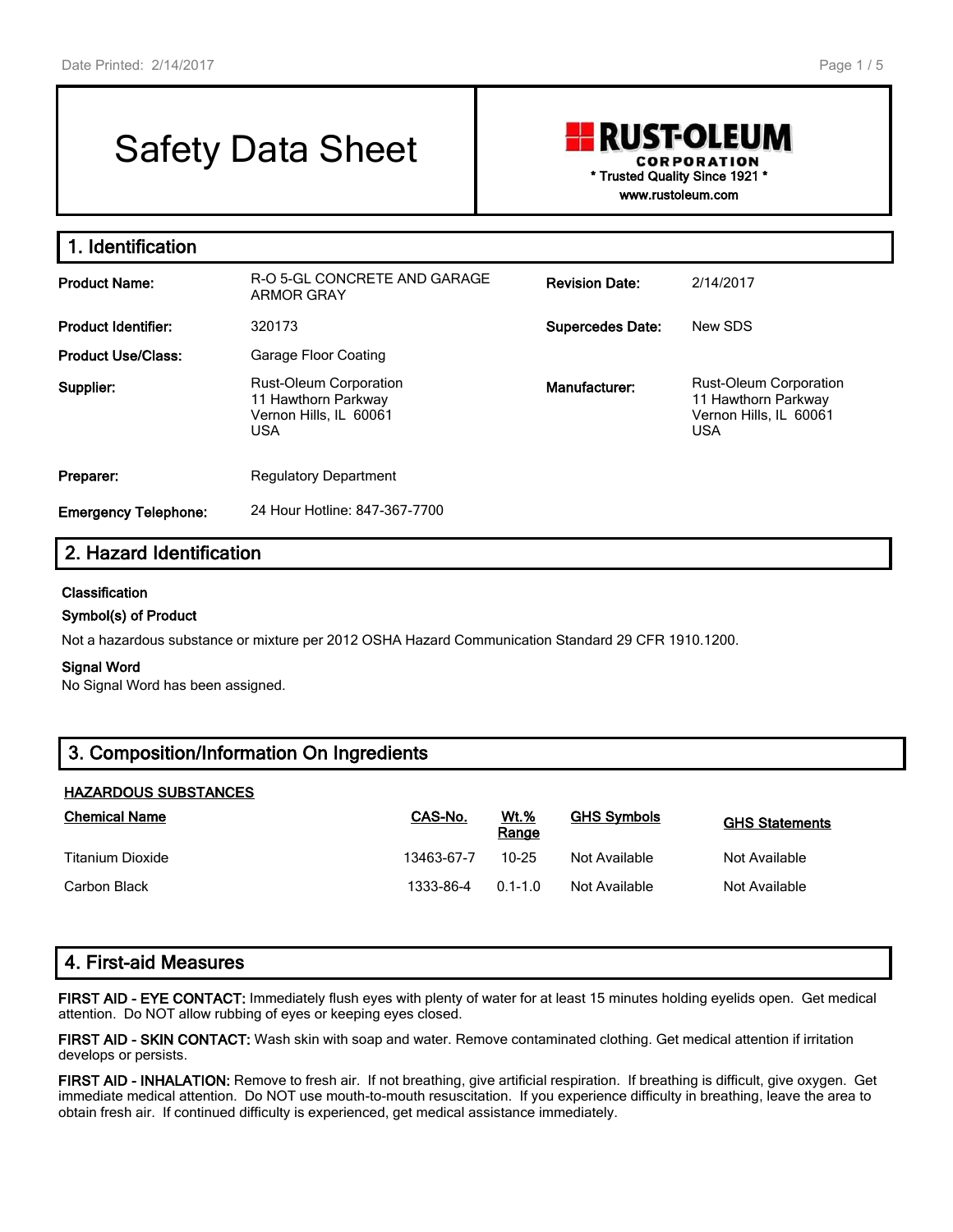# Safety Data Sheet

**RUST-OLEUM CORPORATION**
\* Trusted Quality Since 1921 \*
www.rustoleum.com

## 1. Identification

| | | | |
|---|---|---|---|
| **Product Name:** | R-O 5-GL CONCRETE AND GARAGE ARMOR GRAY | **Revision Date:** | 2/14/2017 |
| **Product Identifier:** | 320173 | **Supercedes Date:** | New SDS |
| **Product Use/Class:** | Garage Floor Coating | | |
| **Supplier:** | Rust-Oleum Corporation<br>11 Hawthorn Parkway<br>Vernon Hills, IL 60061<br>USA | **Manufacturer:** | Rust-Oleum Corporation<br>11 Hawthorn Parkway<br>Vernon Hills, IL 60061<br>USA |
| **Preparer:** | Regulatory Department | | |
| **Emergency Telephone:** | 24 Hour Hotline: 847-367-7700 | | |

## 2. Hazard Identification

**Classification**

**Symbol(s) of Product**

Not a hazardous substance or mixture per 2012 OSHA Hazard Communication Standard 29 CFR 1910.1200.

**Signal Word**

No Signal Word has been assigned.

## 3. Composition/Information On Ingredients

**HAZARDOUS SUBSTANCES**

| Chemical Name | CAS-No. | Wt.% Range | GHS Symbols | GHS Statements |
|---|---|---|---|---|
| Titanium Dioxide | 13463-67-7 | 10-25 | Not Available | Not Available |
| Carbon Black | 1333-86-4 | 0.1-1.0 | Not Available | Not Available |

## 4. First-aid Measures

**FIRST AID - EYE CONTACT:** Immediately flush eyes with plenty of water for at least 15 minutes holding eyelids open. Get medical attention. Do NOT allow rubbing of eyes or keeping eyes closed.

**FIRST AID - SKIN CONTACT:** Wash skin with soap and water. Remove contaminated clothing. Get medical attention if irritation develops or persists.

**FIRST AID - INHALATION:** Remove to fresh air. If not breathing, give artificial respiration. If breathing is difficult, give oxygen. Get immediate medical attention. Do NOT use mouth-to-mouth resuscitation. If you experience difficulty in breathing, leave the area to obtain fresh air. If continued difficulty is experienced, get medical assistance immediately.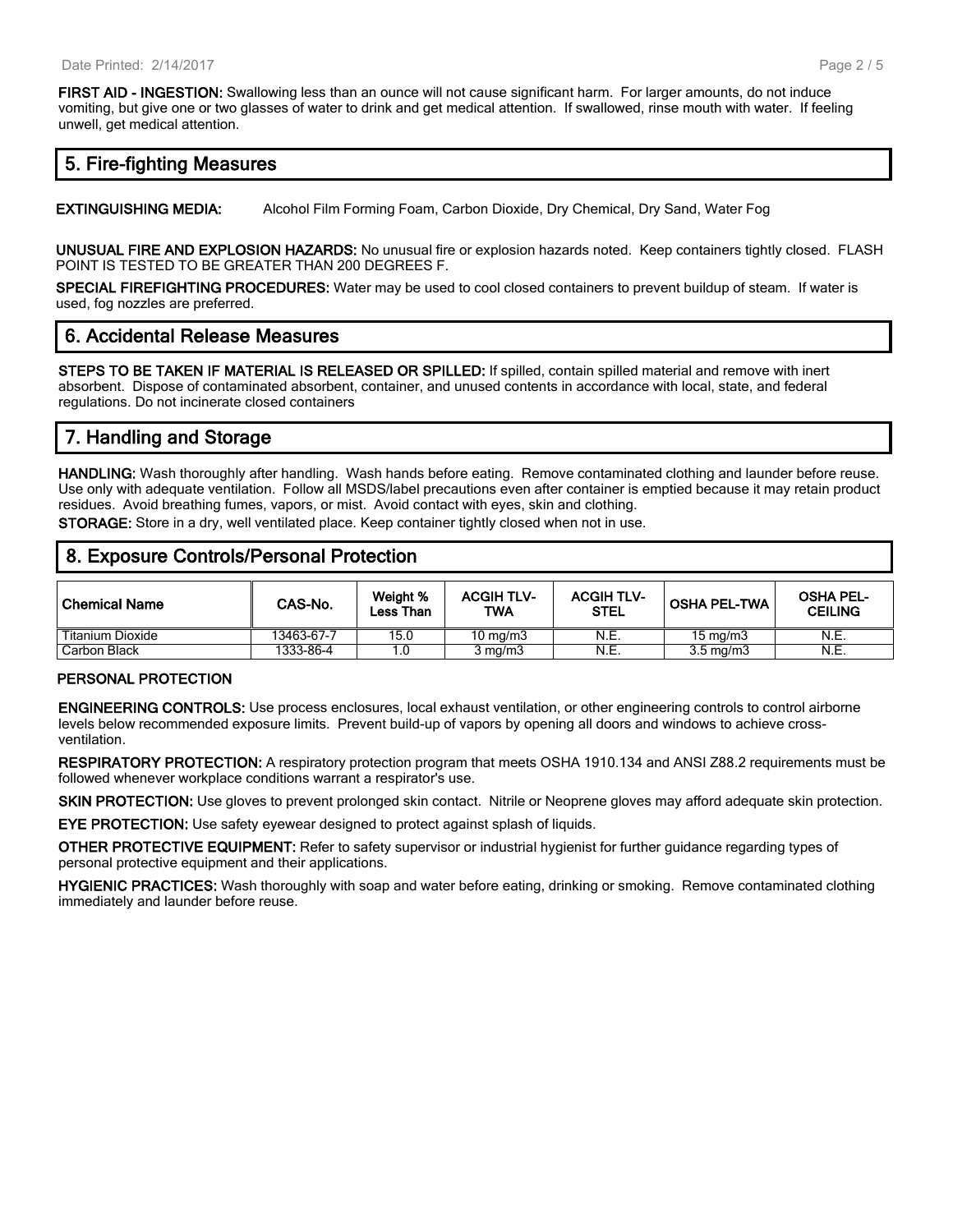**FIRST AID - INGESTION:** Swallowing less than an ounce will not cause significant harm. For larger amounts, do not induce vomiting, but give one or two glasses of water to drink and get medical attention. If swallowed, rinse mouth with water. If feeling unwell, get medical attention.

## 5. Fire-fighting Measures

**EXTINGUISHING MEDIA:** Alcohol Film Forming Foam, Carbon Dioxide, Dry Chemical, Dry Sand, Water Fog

**UNUSUAL FIRE AND EXPLOSION HAZARDS:** No unusual fire or explosion hazards noted. Keep containers tightly closed. FLASH POINT IS TESTED TO BE GREATER THAN 200 DEGREES F.

**SPECIAL FIREFIGHTING PROCEDURES:** Water may be used to cool closed containers to prevent buildup of steam. If water is used, fog nozzles are preferred.

## 6. Accidental Release Measures

**STEPS TO BE TAKEN IF MATERIAL IS RELEASED OR SPILLED:** If spilled, contain spilled material and remove with inert absorbent. Dispose of contaminated absorbent, container, and unused contents in accordance with local, state, and federal regulations. Do not incinerate closed containers

## 7. Handling and Storage

**HANDLING:** Wash thoroughly after handling. Wash hands before eating. Remove contaminated clothing and launder before reuse. Use only with adequate ventilation. Follow all MSDS/label precautions even after container is emptied because it may retain product residues. Avoid breathing fumes, vapors, or mist. Avoid contact with eyes, skin and clothing.

**STORAGE:** Store in a dry, well ventilated place. Keep container tightly closed when not in use.

## 8. Exposure Controls/Personal Protection

| Chemical Name | CAS-No. | Weight % Less Than | ACGIH TLV-TWA | ACGIH TLV-STEL | OSHA PEL-TWA | OSHA PEL-CEILING |
|---|---|---|---|---|---|---|
| Titanium Dioxide | 13463-67-7 | 15.0 | 10 mg/m3 | N.E. | 15 mg/m3 | N.E. |
| Carbon Black | 1333-86-4 | 1.0 | 3 mg/m3 | N.E. | 3.5 mg/m3 | N.E. |

**PERSONAL PROTECTION**

**ENGINEERING CONTROLS:** Use process enclosures, local exhaust ventilation, or other engineering controls to control airborne levels below recommended exposure limits. Prevent build-up of vapors by opening all doors and windows to achieve cross-ventilation.

**RESPIRATORY PROTECTION:** A respiratory protection program that meets OSHA 1910.134 and ANSI Z88.2 requirements must be followed whenever workplace conditions warrant a respirator's use.

**SKIN PROTECTION:** Use gloves to prevent prolonged skin contact. Nitrile or Neoprene gloves may afford adequate skin protection.

**EYE PROTECTION:** Use safety eyewear designed to protect against splash of liquids.

**OTHER PROTECTIVE EQUIPMENT:** Refer to safety supervisor or industrial hygienist for further guidance regarding types of personal protective equipment and their applications.

**HYGIENIC PRACTICES:** Wash thoroughly with soap and water before eating, drinking or smoking. Remove contaminated clothing immediately and launder before reuse.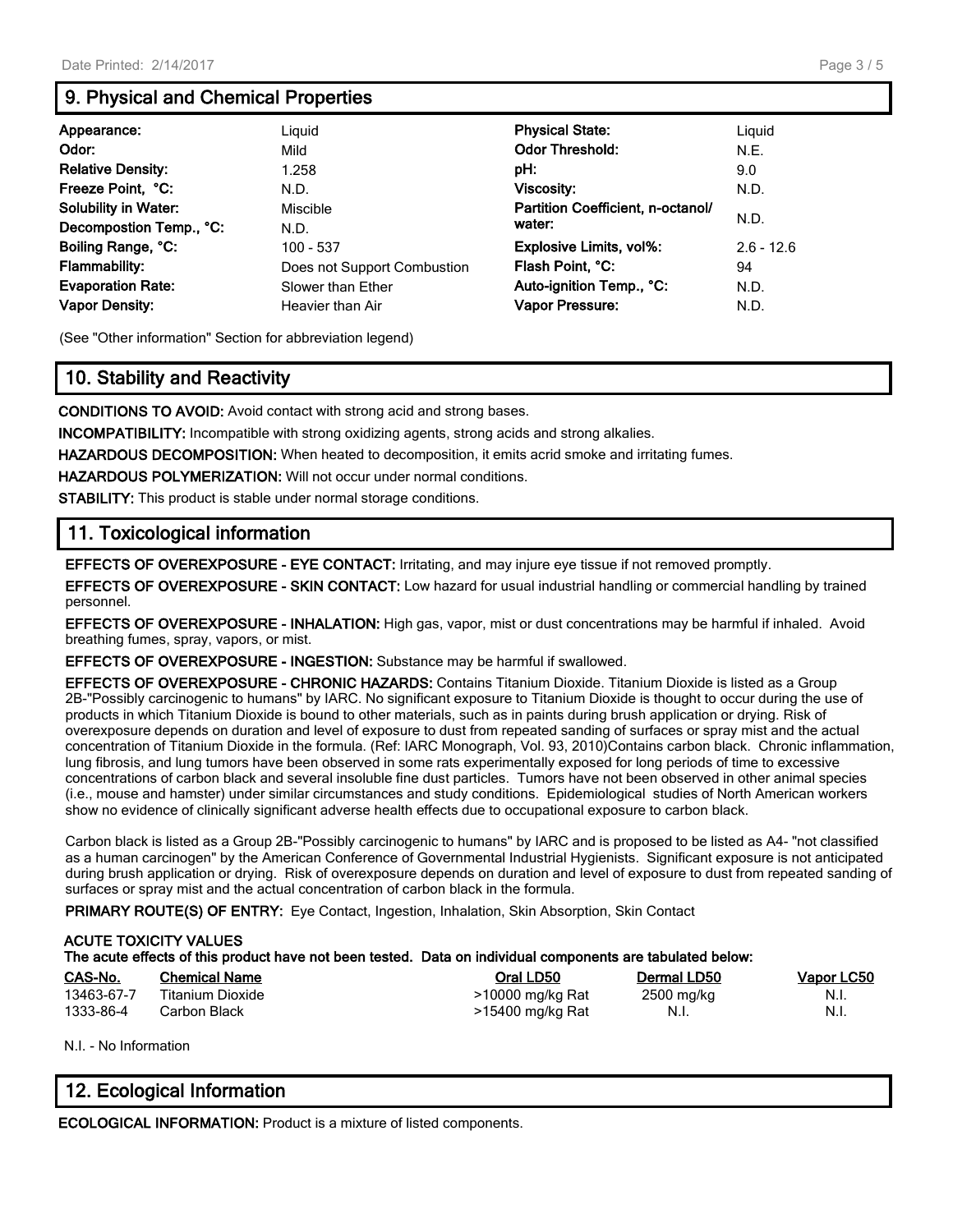## 9. Physical and Chemical Properties

| | | | |
|---|---|---|---|
| **Appearance:** | Liquid | **Physical State:** | Liquid |
| **Odor:** | Mild | **Odor Threshold:** | N.E. |
| **Relative Density:** | 1.258 | **pH:** | 9.0 |
| **Freeze Point, °C:** | N.D. | **Viscosity:** | N.D. |
| **Solubility in Water:** | Miscible | **Partition Coefficient, n-octanol/ water:** | N.D. |
| **Decompostion Temp., °C:** | N.D. | | |
| **Boiling Range, °C:** | 100 - 537 | **Explosive Limits, vol%:** | 2.6 - 12.6 |
| **Flammability:** | Does not Support Combustion | **Flash Point, °C:** | 94 |
| **Evaporation Rate:** | Slower than Ether | **Auto-ignition Temp., °C:** | N.D. |
| **Vapor Density:** | Heavier than Air | **Vapor Pressure:** | N.D. |

(See "Other information" Section for abbreviation legend)

## 10. Stability and Reactivity

**CONDITIONS TO AVOID:** Avoid contact with strong acid and strong bases.

**INCOMPATIBILITY:** Incompatible with strong oxidizing agents, strong acids and strong alkalies.

**HAZARDOUS DECOMPOSITION:** When heated to decomposition, it emits acrid smoke and irritating fumes.

**HAZARDOUS POLYMERIZATION:** Will not occur under normal conditions.

**STABILITY:** This product is stable under normal storage conditions.

## 11. Toxicological information

**EFFECTS OF OVEREXPOSURE - EYE CONTACT:** Irritating, and may injure eye tissue if not removed promptly.

**EFFECTS OF OVEREXPOSURE - SKIN CONTACT:** Low hazard for usual industrial handling or commercial handling by trained personnel.

**EFFECTS OF OVEREXPOSURE - INHALATION:** High gas, vapor, mist or dust concentrations may be harmful if inhaled. Avoid breathing fumes, spray, vapors, or mist.

**EFFECTS OF OVEREXPOSURE - INGESTION:** Substance may be harmful if swallowed.

**EFFECTS OF OVEREXPOSURE - CHRONIC HAZARDS:** Contains Titanium Dioxide. Titanium Dioxide is listed as a Group 2B-"Possibly carcinogenic to humans" by IARC. No significant exposure to Titanium Dioxide is thought to occur during the use of products in which Titanium Dioxide is bound to other materials, such as in paints during brush application or drying. Risk of overexposure depends on duration and level of exposure to dust from repeated sanding of surfaces or spray mist and the actual concentration of Titanium Dioxide in the formula. (Ref: IARC Monograph, Vol. 93, 2010)Contains carbon black. Chronic inflammation, lung fibrosis, and lung tumors have been observed in some rats experimentally exposed for long periods of time to excessive concentrations of carbon black and several insoluble fine dust particles. Tumors have not been observed in other animal species (i.e., mouse and hamster) under similar circumstances and study conditions. Epidemiological studies of North American workers show no evidence of clinically significant adverse health effects due to occupational exposure to carbon black.

Carbon black is listed as a Group 2B-"Possibly carcinogenic to humans" by IARC and is proposed to be listed as A4- "not classified as a human carcinogen" by the American Conference of Governmental Industrial Hygienists. Significant exposure is not anticipated during brush application or drying. Risk of overexposure depends on duration and level of exposure to dust from repeated sanding of surfaces or spray mist and the actual concentration of carbon black in the formula.

**PRIMARY ROUTE(S) OF ENTRY:** Eye Contact, Ingestion, Inhalation, Skin Absorption, Skin Contact

**ACUTE TOXICITY VALUES**
**The acute effects of this product have not been tested. Data on individual components are tabulated below:**

| CAS-No. | Chemical Name | Oral LD50 | Dermal LD50 | Vapor LC50 |
|---|---|---|---|---|
| 13463-67-7 | Titanium Dioxide | >10000 mg/kg Rat | 2500 mg/kg | N.I. |
| 1333-86-4 | Carbon Black | >15400 mg/kg Rat | N.I. | N.I. |

N.I. - No Information

## 12. Ecological Information

**ECOLOGICAL INFORMATION:** Product is a mixture of listed components.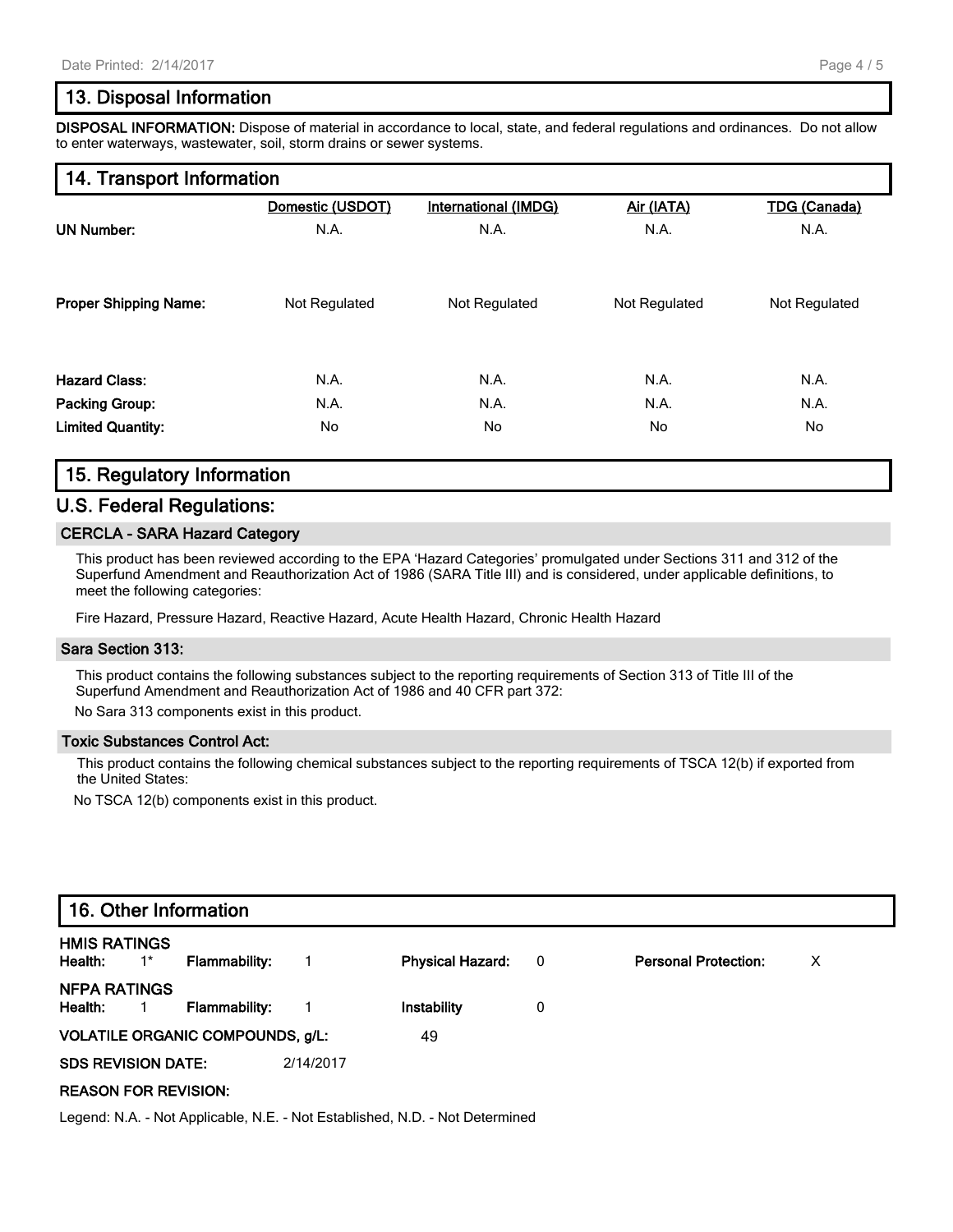## 13. Disposal Information

**DISPOSAL INFORMATION:** Dispose of material in accordance to local, state, and federal regulations and ordinances. Do not allow to enter waterways, wastewater, soil, storm drains or sewer systems.

## 14. Transport Information

| | Domestic (USDOT) | International (IMDG) | Air (IATA) | TDG (Canada) |
|---|---|---|---|---|
| **UN Number:** | N.A. | N.A. | N.A. | N.A. |
| **Proper Shipping Name:** | Not Regulated | Not Regulated | Not Regulated | Not Regulated |
| **Hazard Class:** | N.A. | N.A. | N.A. | N.A. |
| **Packing Group:** | N.A. | N.A. | N.A. | N.A. |
| **Limited Quantity:** | No | No | No | No |

## 15. Regulatory Information

## U.S. Federal Regulations:

### CERCLA - SARA Hazard Category

This product has been reviewed according to the EPA 'Hazard Categories' promulgated under Sections 311 and 312 of the Superfund Amendment and Reauthorization Act of 1986 (SARA Title III) and is considered, under applicable definitions, to meet the following categories:

Fire Hazard, Pressure Hazard, Reactive Hazard, Acute Health Hazard, Chronic Health Hazard

### Sara Section 313:

This product contains the following substances subject to the reporting requirements of Section 313 of Title III of the Superfund Amendment and Reauthorization Act of 1986 and 40 CFR part 372:

No Sara 313 components exist in this product.

### Toxic Substances Control Act:

This product contains the following chemical substances subject to the reporting requirements of TSCA 12(b) if exported from the United States:

No TSCA 12(b) components exist in this product.

## 16. Other Information

**HMIS RATINGS**

**Health:** 1* **Flammability:** 1 **Physical Hazard:** 0 **Personal Protection:** X

**NFPA RATINGS**

**Health:** 1 **Flammability:** 1 **Instability** 0

**VOLATILE ORGANIC COMPOUNDS, g/L:** 49

**SDS REVISION DATE:** 2/14/2017

**REASON FOR REVISION:**

Legend: N.A. - Not Applicable, N.E. - Not Established, N.D. - Not Determined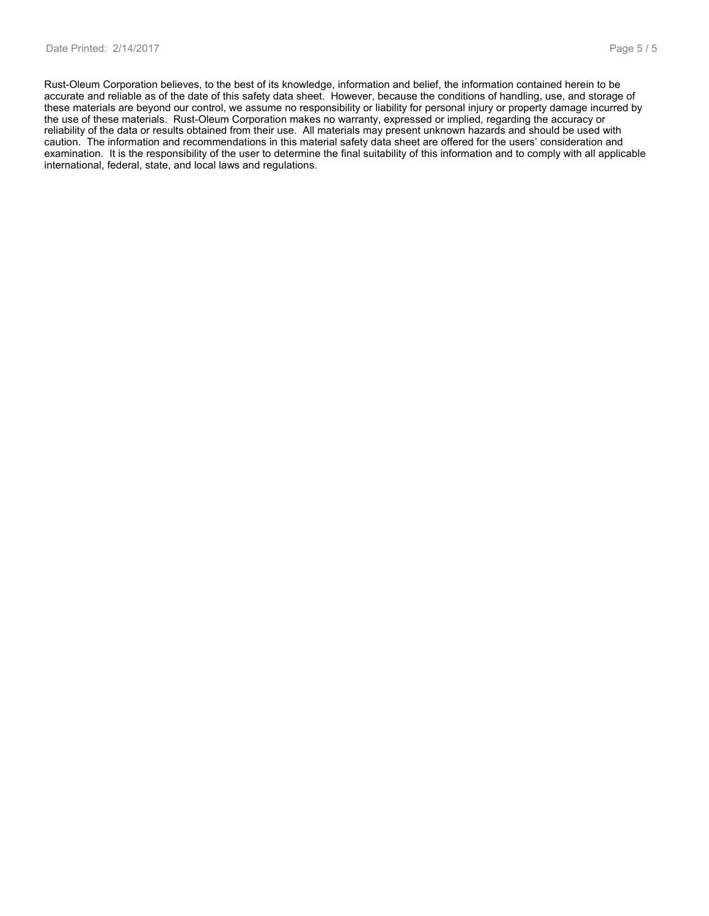Rust-Oleum Corporation believes, to the best of its knowledge, information and belief, the information contained herein to be accurate and reliable as of the date of this safety data sheet. However, because the conditions of handling, use, and storage of these materials are beyond our control, we assume no responsibility or liability for personal injury or property damage incurred by the use of these materials. Rust-Oleum Corporation makes no warranty, expressed or implied, regarding the accuracy or reliability of the data or results obtained from their use. All materials may present unknown hazards and should be used with caution. The information and recommendations in this material safety data sheet are offered for the users' consideration and examination. It is the responsibility of the user to determine the final suitability of this information and to comply with all applicable international, federal, state, and local laws and regulations.